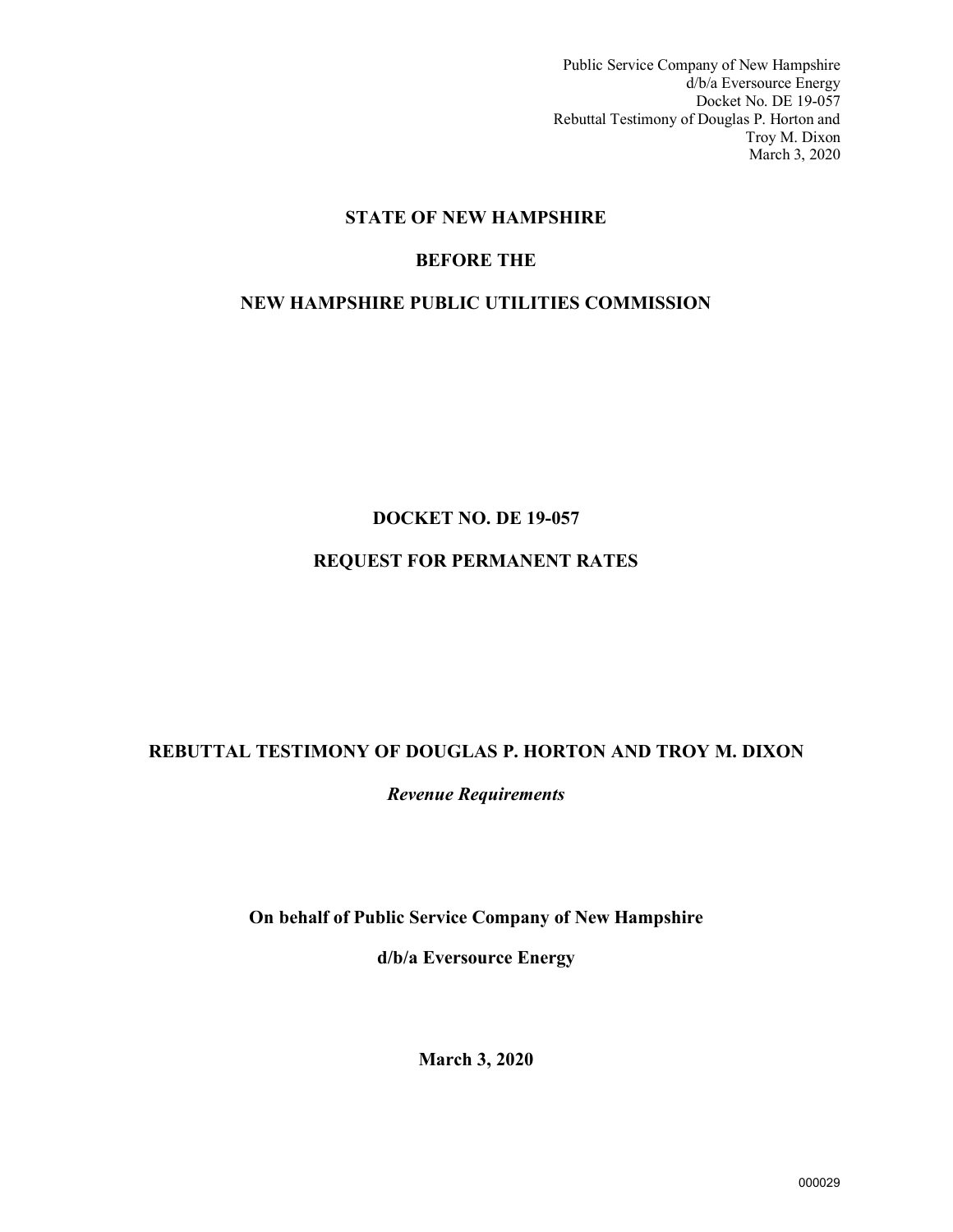Public Service Company of New Hampshire
d/b/a Eversource Energy
Docket No. DE 19-057
Rebuttal Testimony of Douglas P. Horton and
Troy M. Dixon
March 3, 2020

**STATE OF NEW HAMPSHIRE**

**BEFORE THE**

**NEW HAMPSHIRE PUBLIC UTILITIES COMMISSION**

**DOCKET NO. DE 19-057**

**REQUEST FOR PERMANENT RATES**

**REBUTTAL TESTIMONY OF DOUGLAS P. HORTON AND TROY M. DIXON**

***Revenue Requirements***

**On behalf of Public Service Company of New Hampshire**

**d/b/a Eversource Energy**

**March 3, 2020**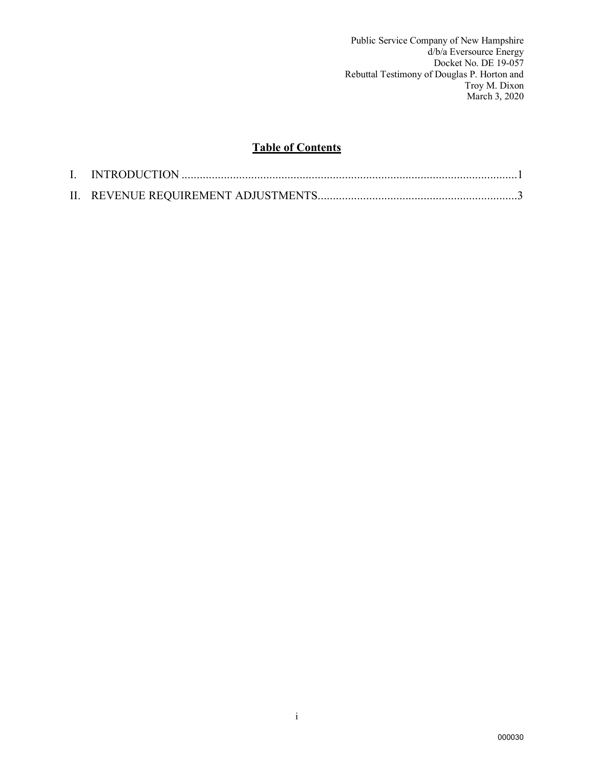## Table of Contents

I. INTRODUCTION ....................................................................................................1

II. REVENUE REQUIREMENT ADJUSTMENTS...................................................................3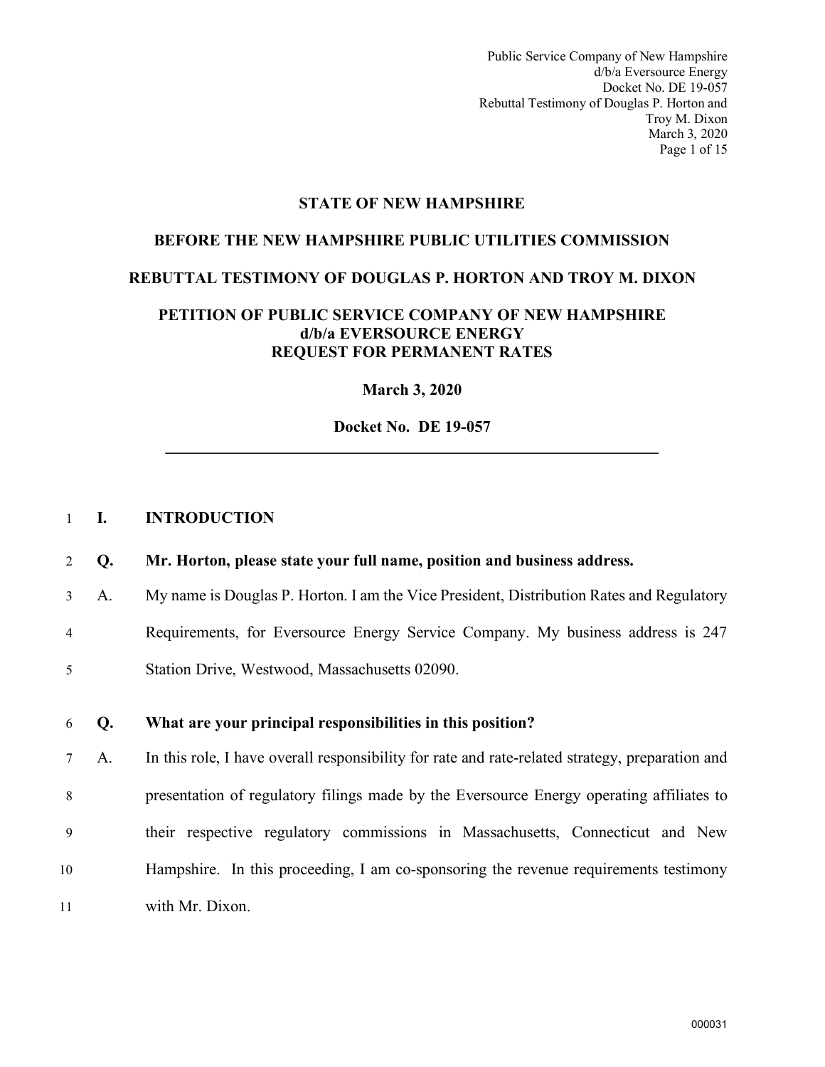**STATE OF NEW HAMPSHIRE**

**BEFORE THE NEW HAMPSHIRE PUBLIC UTILITIES COMMISSION**

**REBUTTAL TESTIMONY OF DOUGLAS P. HORTON AND TROY M. DIXON**

**PETITION OF PUBLIC SERVICE COMPANY OF NEW HAMPSHIRE d/b/a EVERSOURCE ENERGY REQUEST FOR PERMANENT RATES**

**March 3, 2020**

**Docket No. DE 19-057**

---

## I. INTRODUCTION

**Q. Mr. Horton, please state your full name, position and business address.**

A. My name is Douglas P. Horton. I am the Vice President, Distribution Rates and Regulatory Requirements, for Eversource Energy Service Company. My business address is 247 Station Drive, Westwood, Massachusetts 02090.

**Q. What are your principal responsibilities in this position?**

A. In this role, I have overall responsibility for rate and rate-related strategy, preparation and presentation of regulatory filings made by the Eversource Energy operating affiliates to their respective regulatory commissions in Massachusetts, Connecticut and New Hampshire. In this proceeding, I am co-sponsoring the revenue requirements testimony with Mr. Dixon.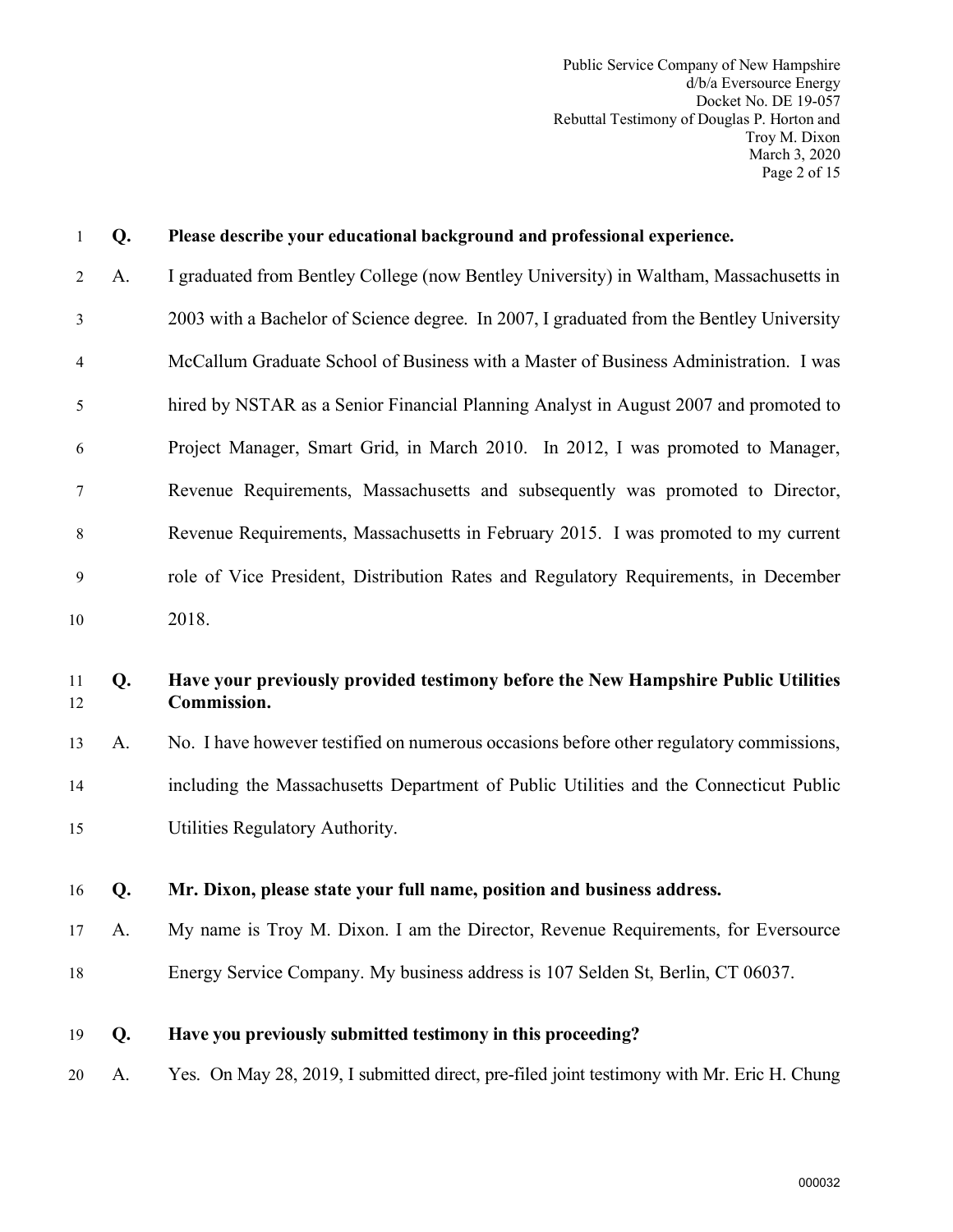**Q. Please describe your educational background and professional experience.**

A. I graduated from Bentley College (now Bentley University) in Waltham, Massachusetts in 2003 with a Bachelor of Science degree. In 2007, I graduated from the Bentley University McCallum Graduate School of Business with a Master of Business Administration. I was hired by NSTAR as a Senior Financial Planning Analyst in August 2007 and promoted to Project Manager, Smart Grid, in March 2010. In 2012, I was promoted to Manager, Revenue Requirements, Massachusetts and subsequently was promoted to Director, Revenue Requirements, Massachusetts in February 2015. I was promoted to my current role of Vice President, Distribution Rates and Regulatory Requirements, in December 2018.

**Q. Have your previously provided testimony before the New Hampshire Public Utilities Commission.**

A. No. I have however testified on numerous occasions before other regulatory commissions, including the Massachusetts Department of Public Utilities and the Connecticut Public Utilities Regulatory Authority.

**Q. Mr. Dixon, please state your full name, position and business address.**

A. My name is Troy M. Dixon. I am the Director, Revenue Requirements, for Eversource Energy Service Company. My business address is 107 Selden St, Berlin, CT 06037.

**Q. Have you previously submitted testimony in this proceeding?**

A. Yes. On May 28, 2019, I submitted direct, pre-filed joint testimony with Mr. Eric H. Chung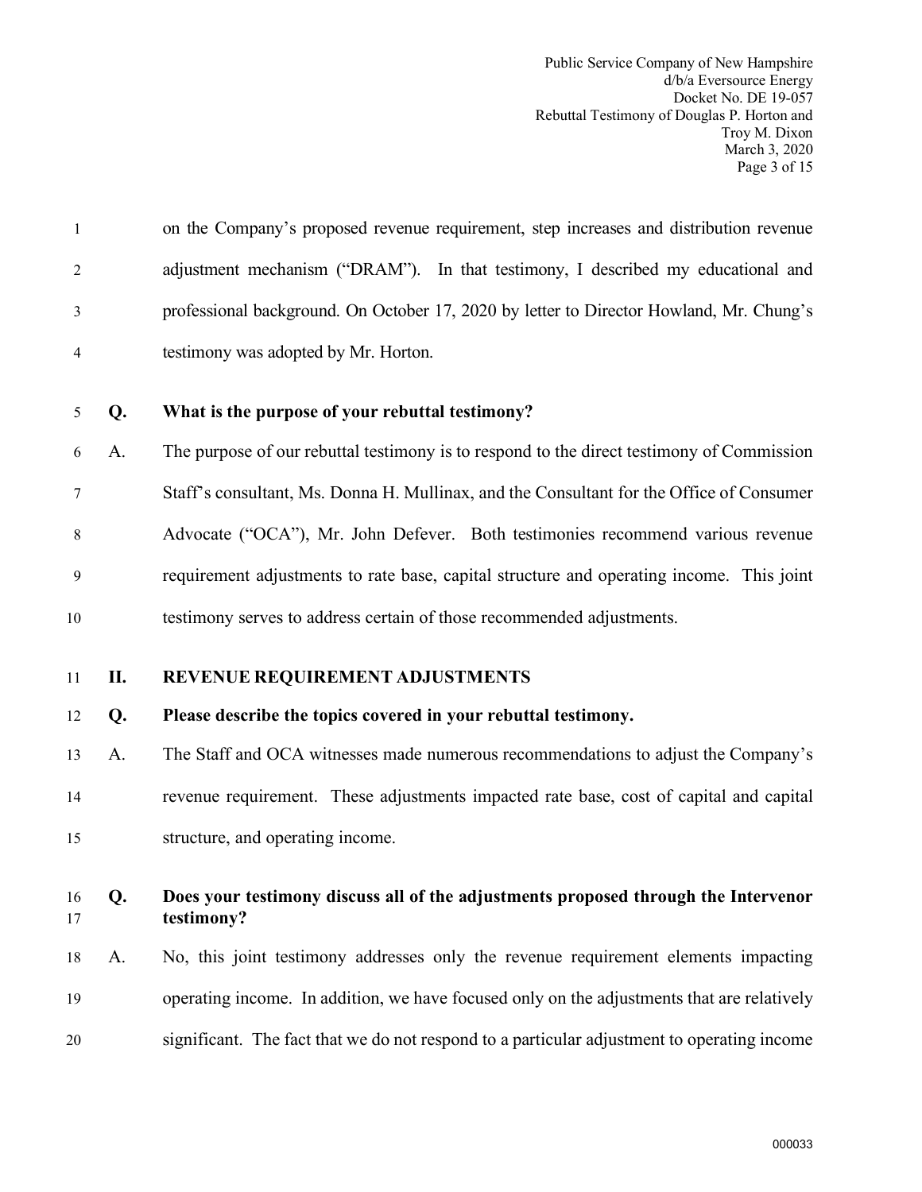on the Company's proposed revenue requirement, step increases and distribution revenue adjustment mechanism ("DRAM"). In that testimony, I described my educational and professional background. On October 17, 2020 by letter to Director Howland, Mr. Chung's testimony was adopted by Mr. Horton.

**Q. What is the purpose of your rebuttal testimony?**

A. The purpose of our rebuttal testimony is to respond to the direct testimony of Commission Staff's consultant, Ms. Donna H. Mullinax, and the Consultant for the Office of Consumer Advocate ("OCA"), Mr. John Defever. Both testimonies recommend various revenue requirement adjustments to rate base, capital structure and operating income. This joint testimony serves to address certain of those recommended adjustments.

## II. REVENUE REQUIREMENT ADJUSTMENTS

**Q. Please describe the topics covered in your rebuttal testimony.**

A. The Staff and OCA witnesses made numerous recommendations to adjust the Company's revenue requirement. These adjustments impacted rate base, cost of capital and capital structure, and operating income.

**Q. Does your testimony discuss all of the adjustments proposed through the Intervenor testimony?**

A. No, this joint testimony addresses only the revenue requirement elements impacting operating income. In addition, we have focused only on the adjustments that are relatively significant. The fact that we do not respond to a particular adjustment to operating income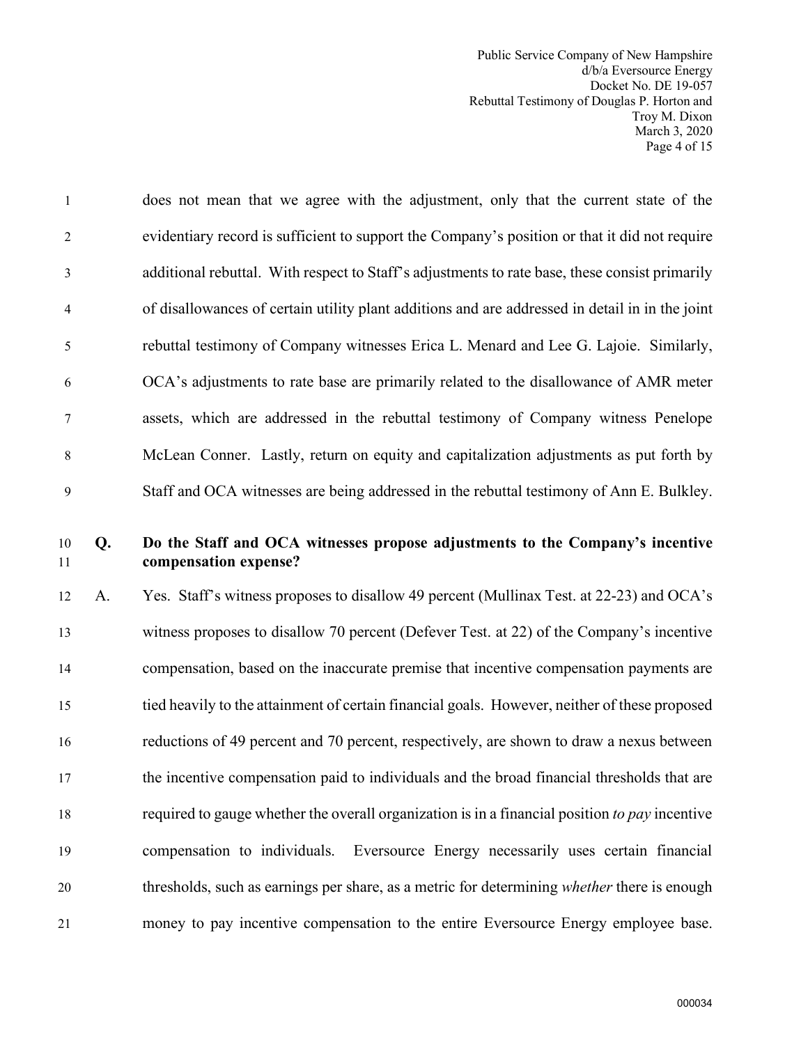does not mean that we agree with the adjustment, only that the current state of the evidentiary record is sufficient to support the Company's position or that it did not require additional rebuttal. With respect to Staff's adjustments to rate base, these consist primarily of disallowances of certain utility plant additions and are addressed in detail in in the joint rebuttal testimony of Company witnesses Erica L. Menard and Lee G. Lajoie. Similarly, OCA's adjustments to rate base are primarily related to the disallowance of AMR meter assets, which are addressed in the rebuttal testimony of Company witness Penelope McLean Conner. Lastly, return on equity and capitalization adjustments as put forth by Staff and OCA witnesses are being addressed in the rebuttal testimony of Ann E. Bulkley.

**Q. Do the Staff and OCA witnesses propose adjustments to the Company's incentive compensation expense?**

A. Yes. Staff's witness proposes to disallow 49 percent (Mullinax Test. at 22-23) and OCA's witness proposes to disallow 70 percent (Defever Test. at 22) of the Company's incentive compensation, based on the inaccurate premise that incentive compensation payments are tied heavily to the attainment of certain financial goals. However, neither of these proposed reductions of 49 percent and 70 percent, respectively, are shown to draw a nexus between the incentive compensation paid to individuals and the broad financial thresholds that are required to gauge whether the overall organization is in a financial position *to pay* incentive compensation to individuals. Eversource Energy necessarily uses certain financial thresholds, such as earnings per share, as a metric for determining *whether* there is enough money to pay incentive compensation to the entire Eversource Energy employee base.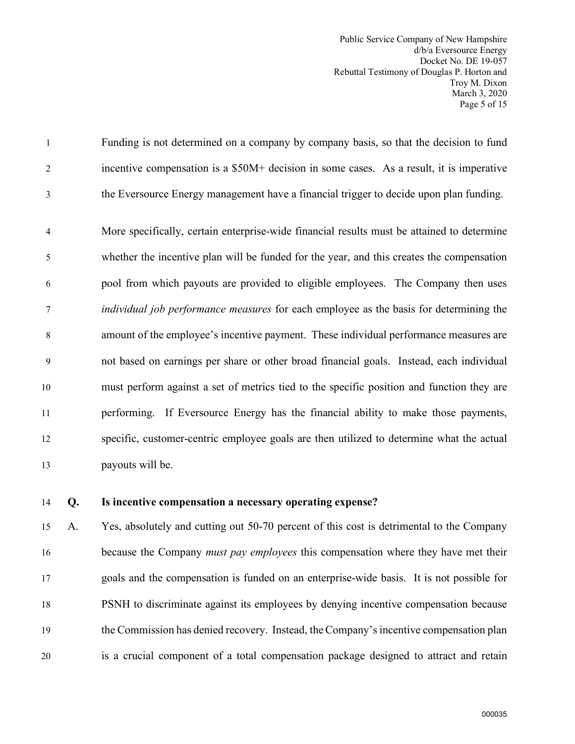Funding is not determined on a company by company basis, so that the decision to fund incentive compensation is a $50M+ decision in some cases. As a result, it is imperative the Eversource Energy management have a financial trigger to decide upon plan funding.

More specifically, certain enterprise-wide financial results must be attained to determine whether the incentive plan will be funded for the year, and this creates the compensation pool from which payouts are provided to eligible employees. The Company then uses *individual job performance measures* for each employee as the basis for determining the amount of the employee's incentive payment. These individual performance measures are not based on earnings per share or other broad financial goals. Instead, each individual must perform against a set of metrics tied to the specific position and function they are performing. If Eversource Energy has the financial ability to make those payments, specific, customer-centric employee goals are then utilized to determine what the actual payouts will be.

**Q. Is incentive compensation a necessary operating expense?**

A. Yes, absolutely and cutting out 50-70 percent of this cost is detrimental to the Company because the Company *must pay employees* this compensation where they have met their goals and the compensation is funded on an enterprise-wide basis. It is not possible for PSNH to discriminate against its employees by denying incentive compensation because the Commission has denied recovery. Instead, the Company's incentive compensation plan is a crucial component of a total compensation package designed to attract and retain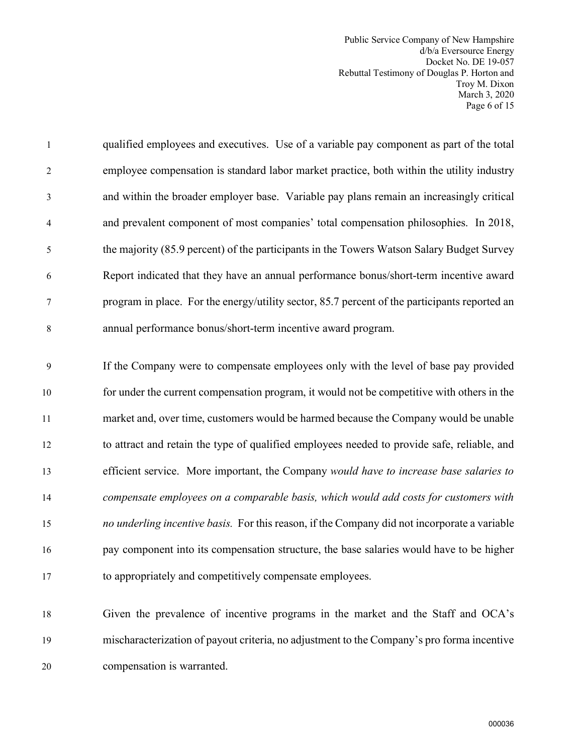qualified employees and executives. Use of a variable pay component as part of the total employee compensation is standard labor market practice, both within the utility industry and within the broader employer base. Variable pay plans remain an increasingly critical and prevalent component of most companies' total compensation philosophies. In 2018, the majority (85.9 percent) of the participants in the Towers Watson Salary Budget Survey Report indicated that they have an annual performance bonus/short-term incentive award program in place. For the energy/utility sector, 85.7 percent of the participants reported an annual performance bonus/short-term incentive award program.

If the Company were to compensate employees only with the level of base pay provided for under the current compensation program, it would not be competitive with others in the market and, over time, customers would be harmed because the Company would be unable to attract and retain the type of qualified employees needed to provide safe, reliable, and efficient service. More important, the Company *would have to increase base salaries to compensate employees on a comparable basis, which would add costs for customers with no underling incentive basis.* For this reason, if the Company did not incorporate a variable pay component into its compensation structure, the base salaries would have to be higher to appropriately and competitively compensate employees.

Given the prevalence of incentive programs in the market and the Staff and OCA's mischaracterization of payout criteria, no adjustment to the Company's pro forma incentive compensation is warranted.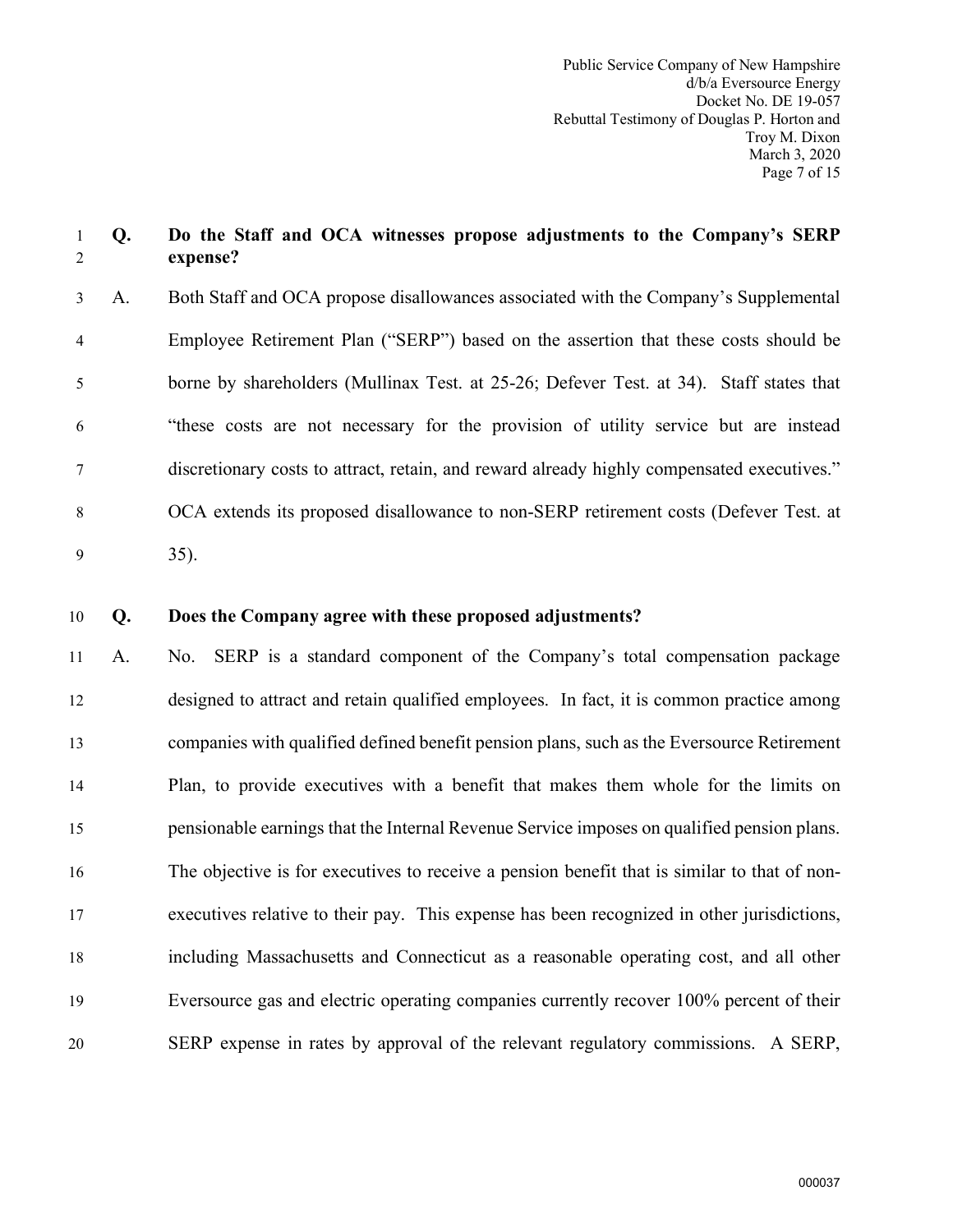**Q. Do the Staff and OCA witnesses propose adjustments to the Company's SERP expense?**

A. Both Staff and OCA propose disallowances associated with the Company's Supplemental Employee Retirement Plan ("SERP") based on the assertion that these costs should be borne by shareholders (Mullinax Test. at 25-26; Defever Test. at 34). Staff states that "these costs are not necessary for the provision of utility service but are instead discretionary costs to attract, retain, and reward already highly compensated executives." OCA extends its proposed disallowance to non-SERP retirement costs (Defever Test. at 35).

**Q. Does the Company agree with these proposed adjustments?**

A. No. SERP is a standard component of the Company's total compensation package designed to attract and retain qualified employees. In fact, it is common practice among companies with qualified defined benefit pension plans, such as the Eversource Retirement Plan, to provide executives with a benefit that makes them whole for the limits on pensionable earnings that the Internal Revenue Service imposes on qualified pension plans. The objective is for executives to receive a pension benefit that is similar to that of non-executives relative to their pay. This expense has been recognized in other jurisdictions, including Massachusetts and Connecticut as a reasonable operating cost, and all other Eversource gas and electric operating companies currently recover 100% percent of their SERP expense in rates by approval of the relevant regulatory commissions. A SERP,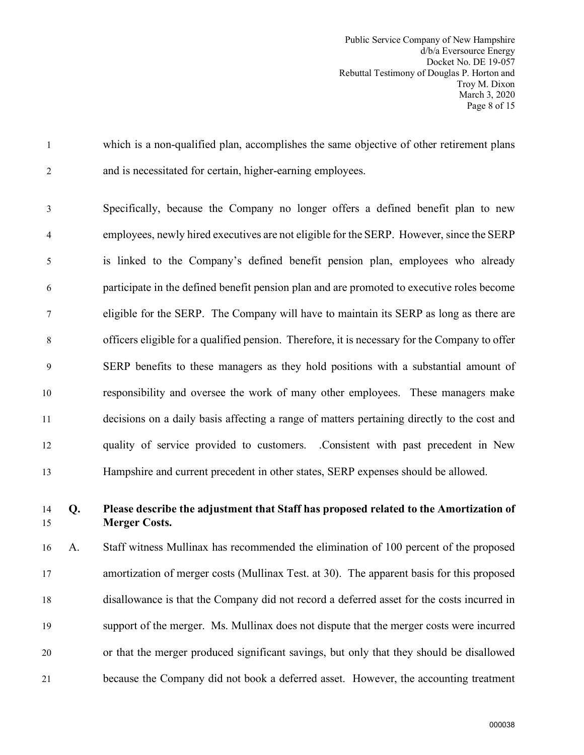which is a non-qualified plan, accomplishes the same objective of other retirement plans and is necessitated for certain, higher-earning employees.

Specifically, because the Company no longer offers a defined benefit plan to new employees, newly hired executives are not eligible for the SERP. However, since the SERP is linked to the Company's defined benefit pension plan, employees who already participate in the defined benefit pension plan and are promoted to executive roles become eligible for the SERP. The Company will have to maintain its SERP as long as there are officers eligible for a qualified pension. Therefore, it is necessary for the Company to offer SERP benefits to these managers as they hold positions with a substantial amount of responsibility and oversee the work of many other employees. These managers make decisions on a daily basis affecting a range of matters pertaining directly to the cost and quality of service provided to customers. .Consistent with past precedent in New Hampshire and current precedent in other states, SERP expenses should be allowed.

**Q. Please describe the adjustment that Staff has proposed related to the Amortization of Merger Costs.**

A. Staff witness Mullinax has recommended the elimination of 100 percent of the proposed amortization of merger costs (Mullinax Test. at 30). The apparent basis for this proposed disallowance is that the Company did not record a deferred asset for the costs incurred in support of the merger. Ms. Mullinax does not dispute that the merger costs were incurred or that the merger produced significant savings, but only that they should be disallowed because the Company did not book a deferred asset. However, the accounting treatment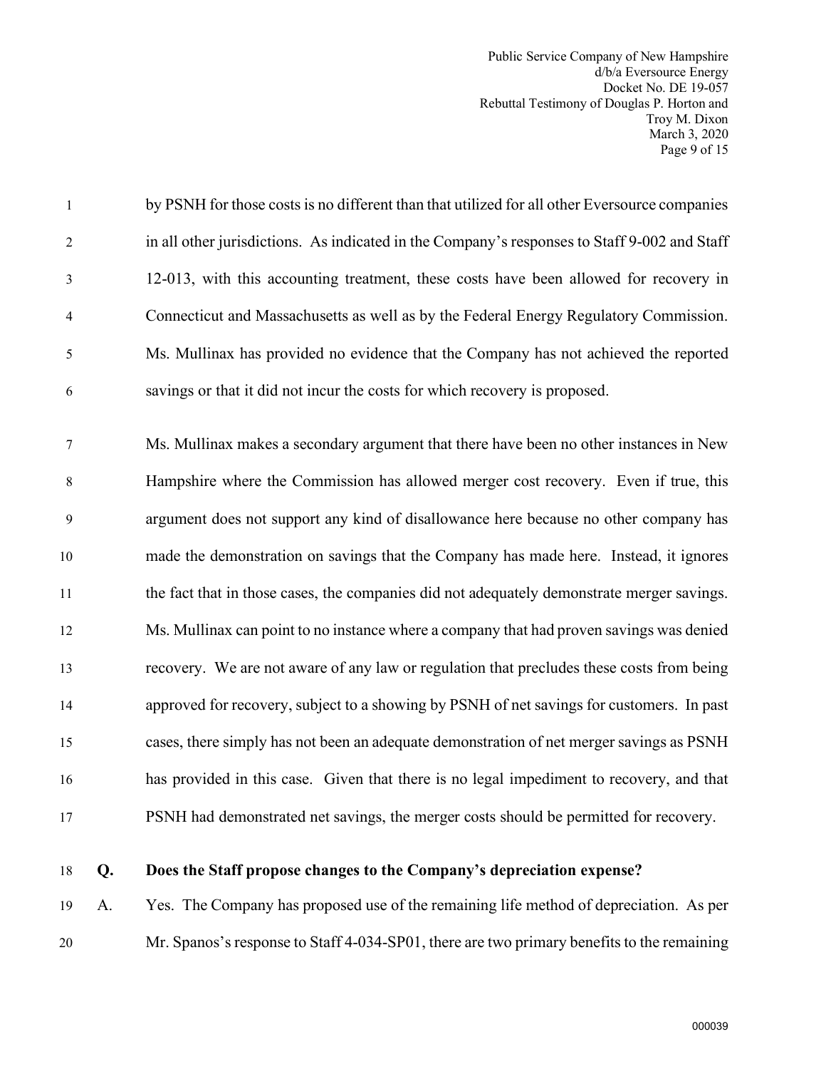by PSNH for those costs is no different than that utilized for all other Eversource companies in all other jurisdictions. As indicated in the Company's responses to Staff 9-002 and Staff 12-013, with this accounting treatment, these costs have been allowed for recovery in Connecticut and Massachusetts as well as by the Federal Energy Regulatory Commission. Ms. Mullinax has provided no evidence that the Company has not achieved the reported savings or that it did not incur the costs for which recovery is proposed.

Ms. Mullinax makes a secondary argument that there have been no other instances in New Hampshire where the Commission has allowed merger cost recovery. Even if true, this argument does not support any kind of disallowance here because no other company has made the demonstration on savings that the Company has made here. Instead, it ignores the fact that in those cases, the companies did not adequately demonstrate merger savings. Ms. Mullinax can point to no instance where a company that had proven savings was denied recovery. We are not aware of any law or regulation that precludes these costs from being approved for recovery, subject to a showing by PSNH of net savings for customers. In past cases, there simply has not been an adequate demonstration of net merger savings as PSNH has provided in this case. Given that there is no legal impediment to recovery, and that PSNH had demonstrated net savings, the merger costs should be permitted for recovery.

**Q. Does the Staff propose changes to the Company's depreciation expense?**

A. Yes. The Company has proposed use of the remaining life method of depreciation. As per Mr. Spanos's response to Staff 4-034-SP01, there are two primary benefits to the remaining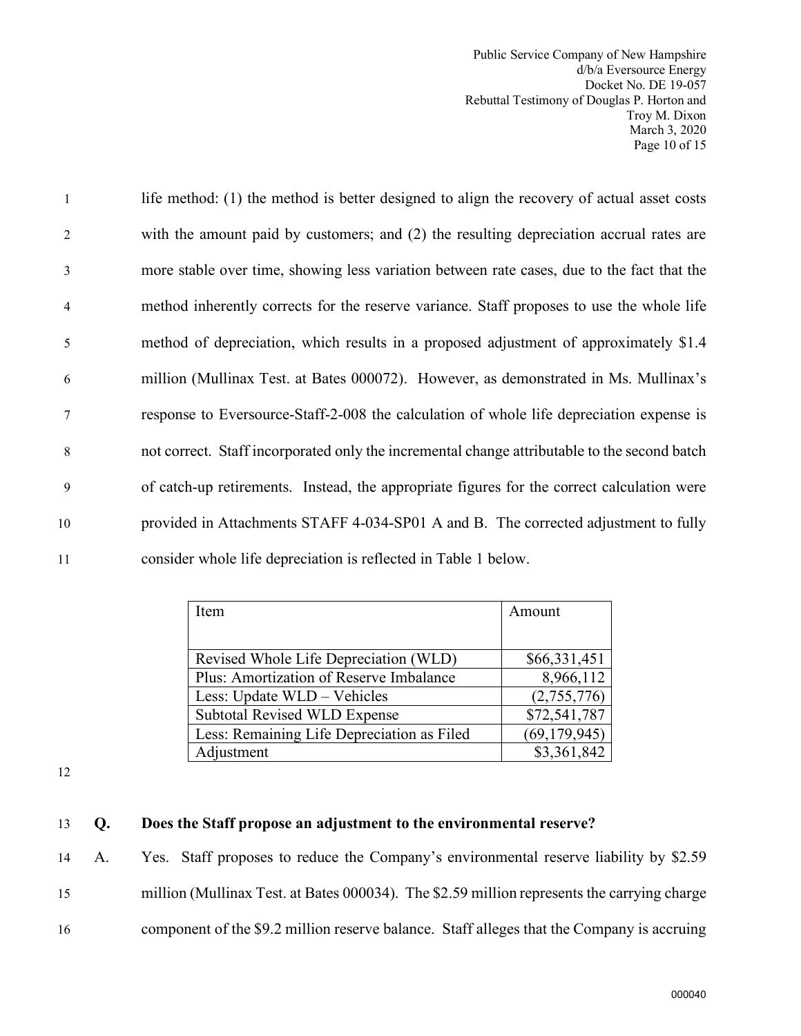life method: (1) the method is better designed to align the recovery of actual asset costs with the amount paid by customers; and (2) the resulting depreciation accrual rates are more stable over time, showing less variation between rate cases, due to the fact that the method inherently corrects for the reserve variance. Staff proposes to use the whole life method of depreciation, which results in a proposed adjustment of approximately $1.4 million (Mullinax Test. at Bates 000072). However, as demonstrated in Ms. Mullinax's response to Eversource-Staff-2-008 the calculation of whole life depreciation expense is not correct. Staff incorporated only the incremental change attributable to the second batch of catch-up retirements. Instead, the appropriate figures for the correct calculation were provided in Attachments STAFF 4-034-SP01 A and B. The corrected adjustment to fully consider whole life depreciation is reflected in Table 1 below.

| Item | Amount |
|---|---|
| Revised Whole Life Depreciation (WLD) | $66,331,451 |
| Plus: Amortization of Reserve Imbalance | 8,966,112 |
| Less: Update WLD – Vehicles | (2,755,776) |
| Subtotal Revised WLD Expense | $72,541,787 |
| Less: Remaining Life Depreciation as Filed | (69,179,945) |
| Adjustment | $3,361,842 |

**Q. Does the Staff propose an adjustment to the environmental reserve?**

A. Yes. Staff proposes to reduce the Company's environmental reserve liability by $2.59 million (Mullinax Test. at Bates 000034). The $2.59 million represents the carrying charge component of the $9.2 million reserve balance. Staff alleges that the Company is accruing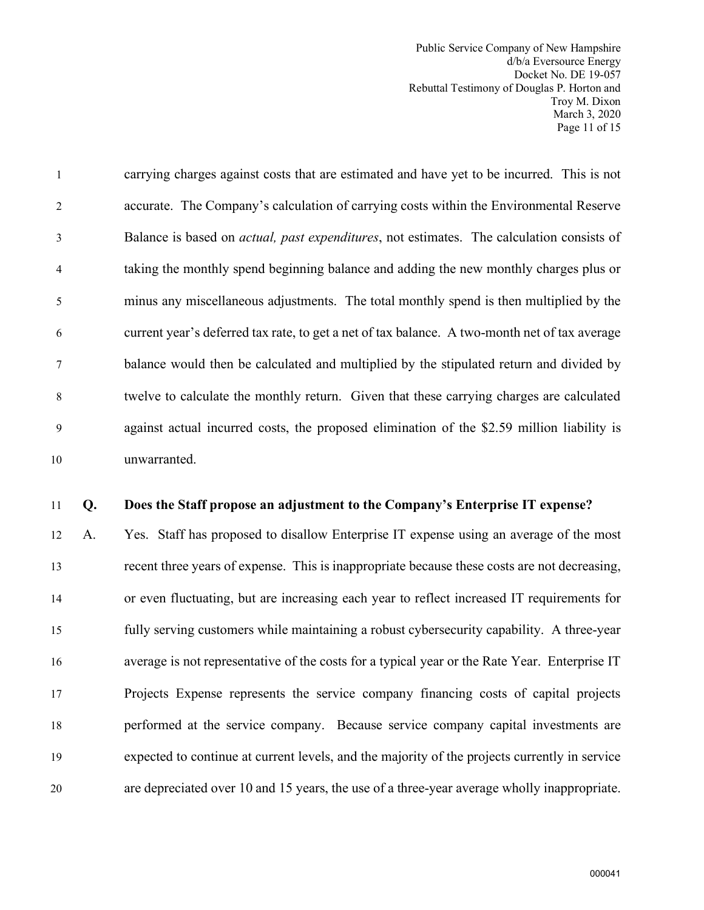carrying charges against costs that are estimated and have yet to be incurred. This is not accurate. The Company's calculation of carrying costs within the Environmental Reserve Balance is based on *actual, past expenditures*, not estimates. The calculation consists of taking the monthly spend beginning balance and adding the new monthly charges plus or minus any miscellaneous adjustments. The total monthly spend is then multiplied by the current year's deferred tax rate, to get a net of tax balance. A two-month net of tax average balance would then be calculated and multiplied by the stipulated return and divided by twelve to calculate the monthly return. Given that these carrying charges are calculated against actual incurred costs, the proposed elimination of the $2.59 million liability is unwarranted.

**Q. Does the Staff propose an adjustment to the Company's Enterprise IT expense?**

A. Yes. Staff has proposed to disallow Enterprise IT expense using an average of the most recent three years of expense. This is inappropriate because these costs are not decreasing, or even fluctuating, but are increasing each year to reflect increased IT requirements for fully serving customers while maintaining a robust cybersecurity capability. A three-year average is not representative of the costs for a typical year or the Rate Year. Enterprise IT Projects Expense represents the service company financing costs of capital projects performed at the service company. Because service company capital investments are expected to continue at current levels, and the majority of the projects currently in service are depreciated over 10 and 15 years, the use of a three-year average wholly inappropriate.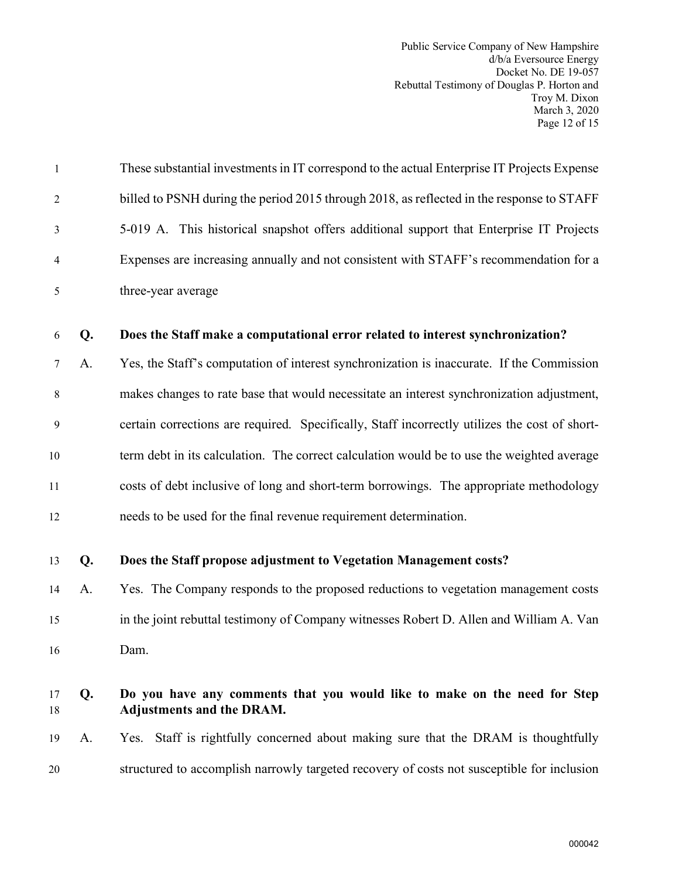These substantial investments in IT correspond to the actual Enterprise IT Projects Expense billed to PSNH during the period 2015 through 2018, as reflected in the response to STAFF 5-019 A. This historical snapshot offers additional support that Enterprise IT Projects Expenses are increasing annually and not consistent with STAFF's recommendation for a three-year average

**Q. Does the Staff make a computational error related to interest synchronization?**

A. Yes, the Staff's computation of interest synchronization is inaccurate. If the Commission makes changes to rate base that would necessitate an interest synchronization adjustment, certain corrections are required. Specifically, Staff incorrectly utilizes the cost of short-term debt in its calculation. The correct calculation would be to use the weighted average costs of debt inclusive of long and short-term borrowings. The appropriate methodology needs to be used for the final revenue requirement determination.

**Q. Does the Staff propose adjustment to Vegetation Management costs?**

A. Yes. The Company responds to the proposed reductions to vegetation management costs in the joint rebuttal testimony of Company witnesses Robert D. Allen and William A. Van Dam.

**Q. Do you have any comments that you would like to make on the need for Step Adjustments and the DRAM.**

A. Yes. Staff is rightfully concerned about making sure that the DRAM is thoughtfully structured to accomplish narrowly targeted recovery of costs not susceptible for inclusion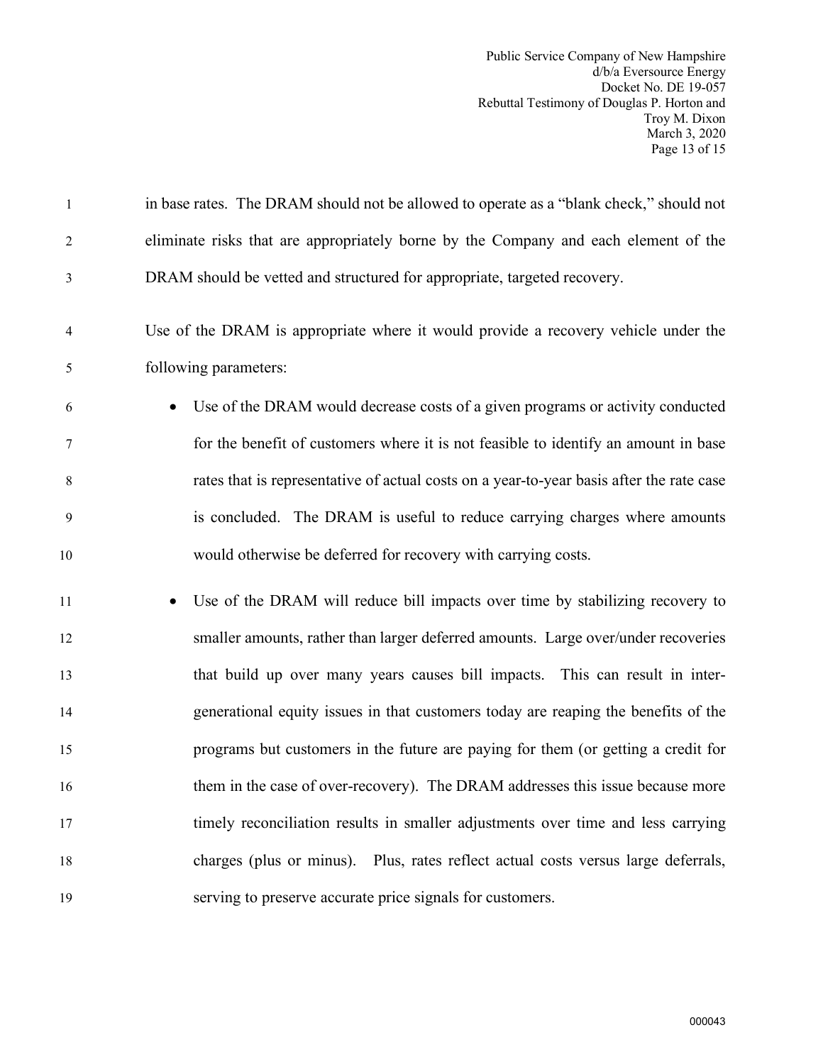in base rates. The DRAM should not be allowed to operate as a "blank check," should not eliminate risks that are appropriately borne by the Company and each element of the DRAM should be vetted and structured for appropriate, targeted recovery.

Use of the DRAM is appropriate where it would provide a recovery vehicle under the following parameters:

- Use of the DRAM would decrease costs of a given programs or activity conducted for the benefit of customers where it is not feasible to identify an amount in base rates that is representative of actual costs on a year-to-year basis after the rate case is concluded. The DRAM is useful to reduce carrying charges where amounts would otherwise be deferred for recovery with carrying costs.

- Use of the DRAM will reduce bill impacts over time by stabilizing recovery to smaller amounts, rather than larger deferred amounts. Large over/under recoveries that build up over many years causes bill impacts. This can result in inter-generational equity issues in that customers today are reaping the benefits of the programs but customers in the future are paying for them (or getting a credit for them in the case of over-recovery). The DRAM addresses this issue because more timely reconciliation results in smaller adjustments over time and less carrying charges (plus or minus). Plus, rates reflect actual costs versus large deferrals, serving to preserve accurate price signals for customers.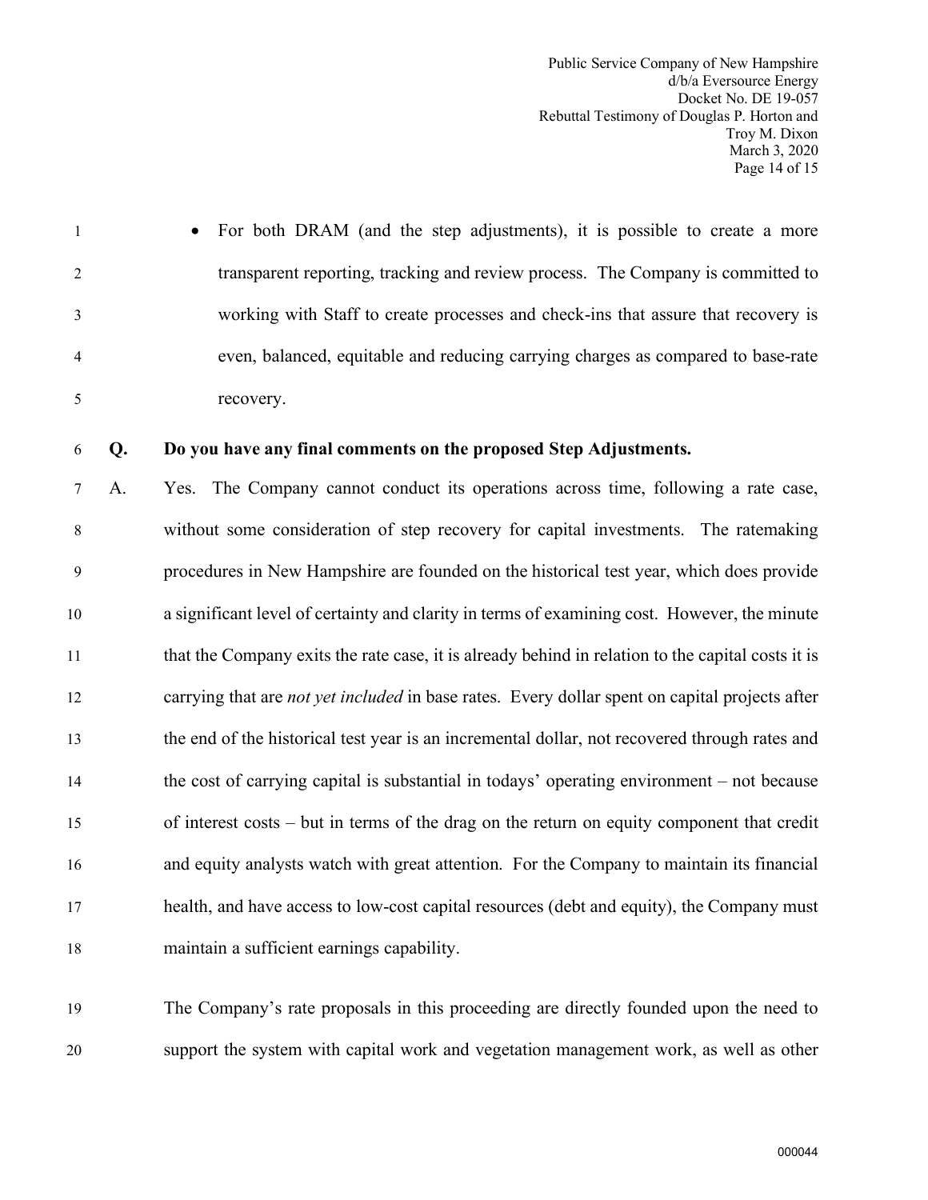- For both DRAM (and the step adjustments), it is possible to create a more transparent reporting, tracking and review process. The Company is committed to working with Staff to create processes and check-ins that assure that recovery is even, balanced, equitable and reducing carrying charges as compared to base-rate recovery.

**Q. Do you have any final comments on the proposed Step Adjustments.**

A. Yes. The Company cannot conduct its operations across time, following a rate case, without some consideration of step recovery for capital investments. The ratemaking procedures in New Hampshire are founded on the historical test year, which does provide a significant level of certainty and clarity in terms of examining cost. However, the minute that the Company exits the rate case, it is already behind in relation to the capital costs it is carrying that are *not yet included* in base rates. Every dollar spent on capital projects after the end of the historical test year is an incremental dollar, not recovered through rates and the cost of carrying capital is substantial in todays' operating environment – not because of interest costs – but in terms of the drag on the return on equity component that credit and equity analysts watch with great attention. For the Company to maintain its financial health, and have access to low-cost capital resources (debt and equity), the Company must maintain a sufficient earnings capability.

The Company's rate proposals in this proceeding are directly founded upon the need to support the system with capital work and vegetation management work, as well as other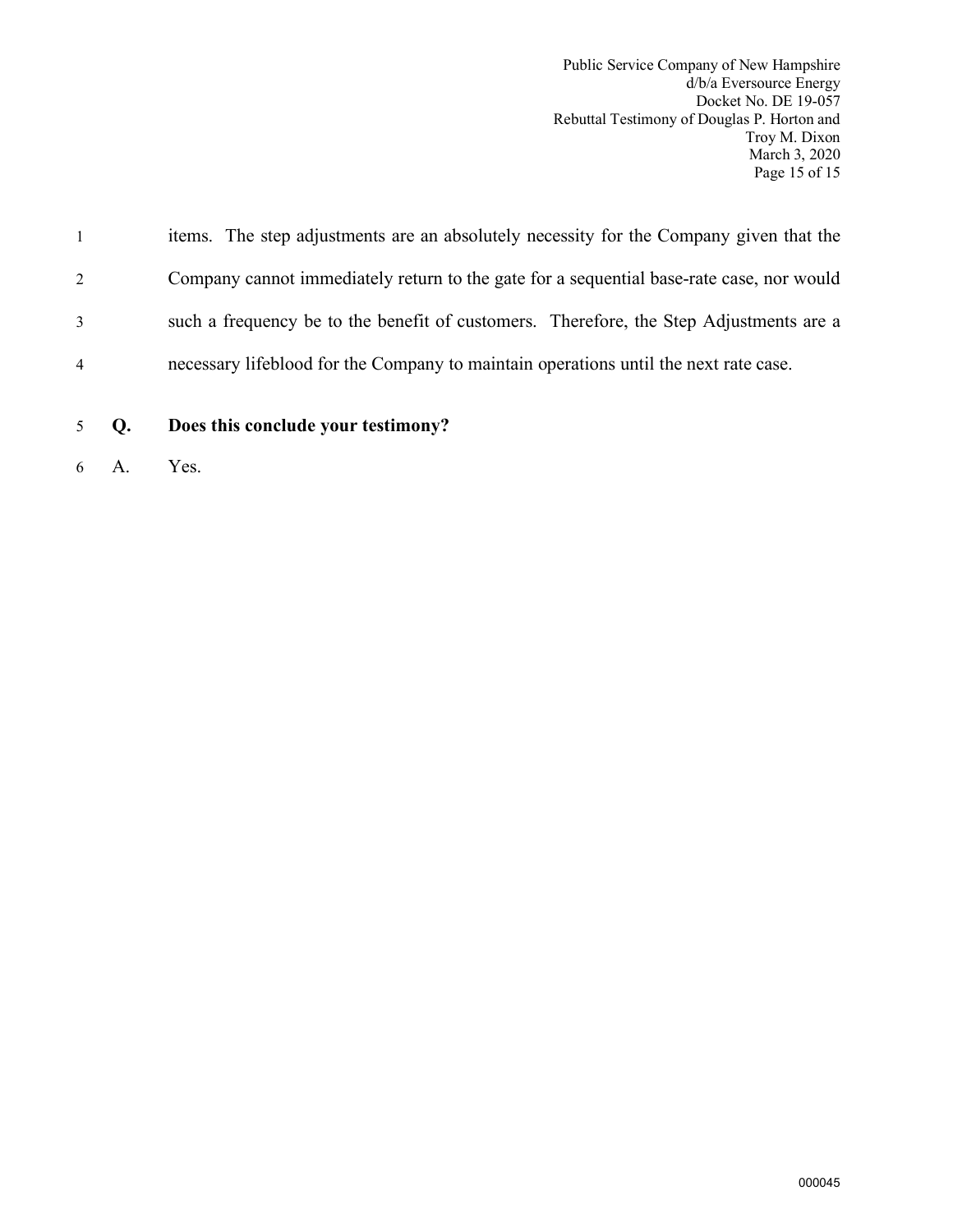items. The step adjustments are an absolutely necessity for the Company given that the Company cannot immediately return to the gate for a sequential base-rate case, nor would such a frequency be to the benefit of customers. Therefore, the Step Adjustments are a necessary lifeblood for the Company to maintain operations until the next rate case.

**Q. Does this conclude your testimony?**

A. Yes.